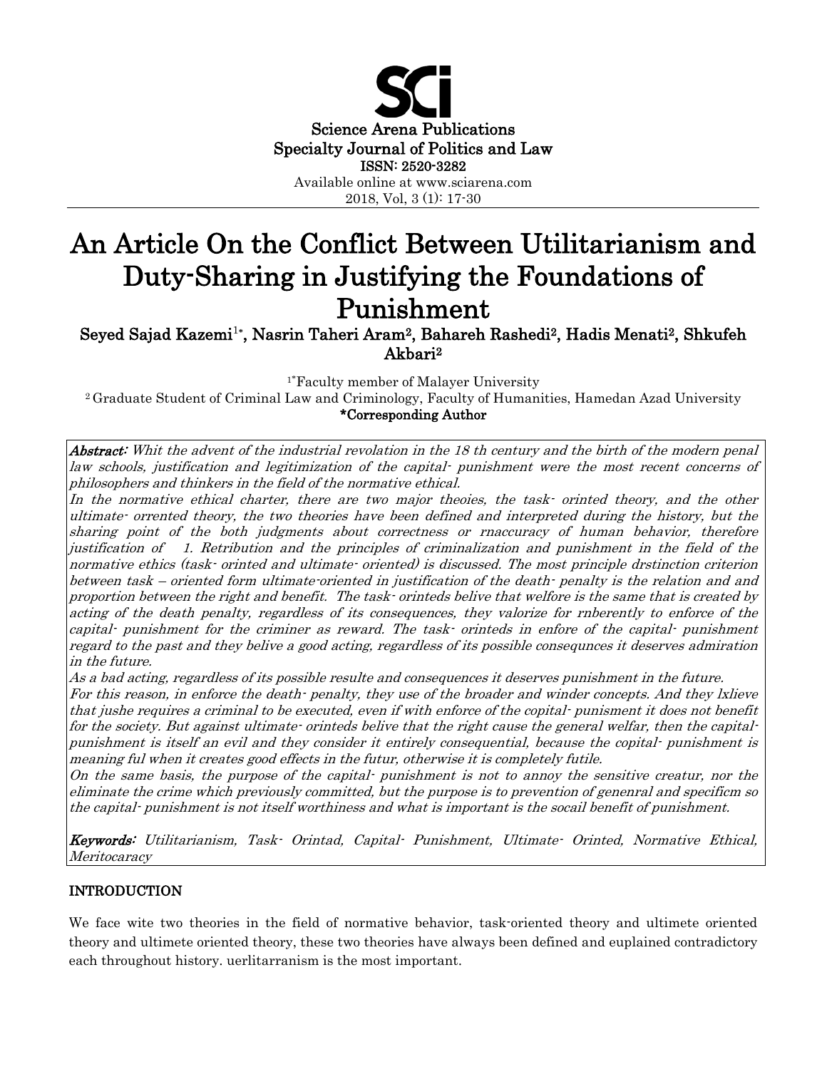Science Arena Publications
Specialty Journal of Politics and Law
ISSN: 2520-3282
Available online at www.sciarena.com
2018, Vol, 3 (1): 17-30

# An Article On the Conflict Between Utilitarianism and Duty-Sharing in Justifying the Foundations of Punishment

**Seyed Sajad Kazemi[1*], Nasrin Taheri Aram[2], Bahareh Rashedi[2], Hadis Menati[2], Shkufeh Akbari[2]**

[1*]Faculty member of Malayer University
[2] Graduate Student of Criminal Law and Criminology, Faculty of Humanities, Hamedan Azad University
**\*Corresponding Author**

***Abstract:*** *Whit the advent of the industrial revolation in the 18 th century and the birth of the modern penal law schools, justification and legitimization of the capital- punishment were the most recent concerns of philosophers and thinkers in the field of the normative ethical.*

*In the normative ethical charter, there are two major theoies, the task- orinted theory, and the other ultimate- orrented theory, the two theories have been defined and interpreted during the history, but the sharing point of the both judgments about correctness or rnaccuracy of human behavior, therefore justification of 1. Retribution and the principles of criminalization and punishment in the field of the normative ethics (task- orinted and ultimate- oriented) is discussed. The most principle drstinction criterion between task – oriented form ultimate-oriented in justification of the death- penalty is the relation and and proportion between the right and benefit. The task- orinteds belive that welfore is the same that is created by acting of the death penalty, regardless of its consequences, they valorize for rnberently to enforce of the capital- punishment for the criminer as reward. The task- orinteds in enfore of the capital- punishment regard to the past and they belive a good acting, regardless of its possible consequnces it deserves admiration in the future.*

*As a bad acting, regardless of its possible resulte and consequences it deserves punishment in the future.*

*For this reason, in enforce the death- penalty, they use of the broader and winder concepts. And they lxlieve that jushe requires a criminal to be executed, even if with enforce of the copital- punisment it does not benefit for the society. But against ultimate- orinteds belive that the right cause the general welfar, then the capital-punishment is itself an evil and they consider it entirely consequential, because the capital- punishment is meaning ful when it creates good effects in the futur, otherwise it is completely futile.*

*On the same basis, the purpose of the capital- punishment is not to annoy the sensitive creatur, nor the eliminate the crime which previously committed, but the purpose is to prevention of genenral and specificm so the capital- punishment is not itself worthiness and what is important is the socail benefit of punishment.*

***Keywords:*** *Utilitarianism, Task- Orintad, Capital- Punishment, Ultimate- Orinted, Normative Ethical, Meritocaracy*

## INTRODUCTION

We face wite two theories in the field of normative behavior, task-oriented theory and ultimete oriented theory and ultimete oriented theory, these two theories have always been defined and euplained contradictory each throughout history. uerlitarranism is the most important.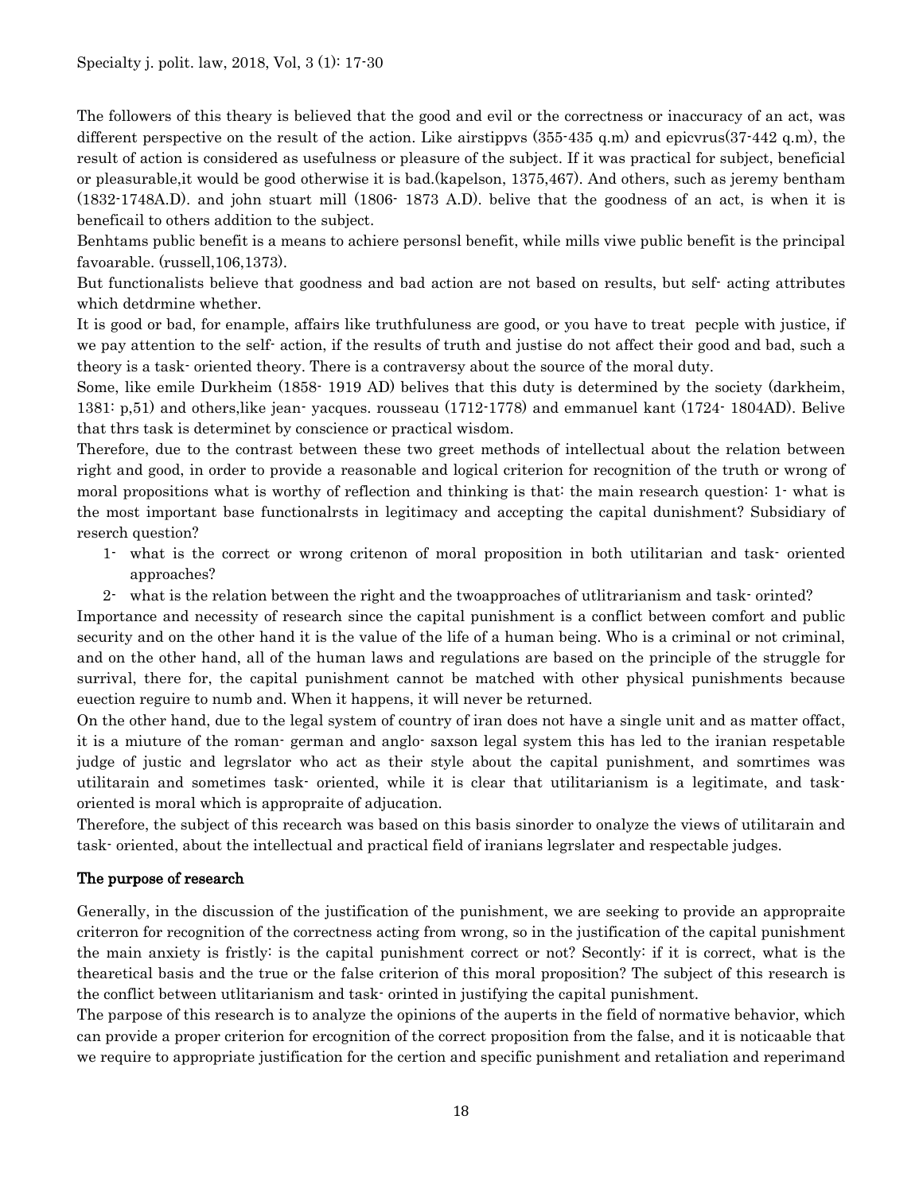The followers of this theary is believed that the good and evil or the correctness or inaccuracy of an act, was different perspective on the result of the action. Like airstippvs (355-435 q.m) and epicvrus(37-442 q.m), the result of action is considered as usefulness or pleasure of the subject. If it was practical for subject, beneficial or pleasurable,it would be good otherwise it is bad.(kapelson, 1375,467). And others, such as jeremy bentham (1832-1748A.D). and john stuart mill (1806- 1873 A.D). belive that the goodness of an act, is when it is beneficail to others addition to the subject.

Benhtams public benefit is a means to achiere personsl benefit, while mills viwe public benefit is the principal favoarable. (russell,106,1373).

But functionalists believe that goodness and bad action are not based on results, but self- acting attributes which detdrmine whether.

It is good or bad, for enample, affairs like truthfuluness are good, or you have to treat pecple with justice, if we pay attention to the self- action, if the results of truth and justise do not affect their good and bad, such a theory is a task- oriented theory. There is a contraversy about the source of the moral duty.

Some, like emile Durkheim (1858- 1919 AD) belives that this duty is determined by the society (darkheim, 1381: p,51) and others,like jean- yacques. rousseau (1712-1778) and emmanuel kant (1724- 1804AD). Belive that thrs task is determinet by conscience or practical wisdom.

Therefore, due to the contrast between these two greet methods of intellectual about the relation between right and good, in order to provide a reasonable and logical criterion for recognition of the truth or wrong of moral propositions what is worthy of reflection and thinking is that: the main research question: 1- what is the most important base functionalrsts in legitimacy and accepting the capital dunishment? Subsidiary of reserch question?

1- what is the correct or wrong critenon of moral proposition in both utilitarian and task- oriented approaches?
2- what is the relation between the right and the twoapproaches of utlitrarianism and task- orinted?

Importance and necessity of research since the capital punishment is a conflict between comfort and public security and on the other hand it is the value of the life of a human being. Who is a criminal or not criminal, and on the other hand, all of the human laws and regulations are based on the principle of the struggle for survival, there for, the capital punishment cannot be matched with other physical punishments because euection reguire to numb and. When it happens, it will never be returned.

On the other hand, due to the legal system of country of iran does not have a single unit and as matter offact, it is a miuture of the roman- german and anglo- saxson legal system this has led to the iranian respetable judge of justic and legrslator who act as their style about the capital punishment, and somrtimes was utilitarain and sometimes task- oriented, while it is clear that utilitarianism is a legitimate, and task-oriented is moral which is appropraite of adjucation.

Therefore, the subject of this recearch was based on this basis sinorder to onalyze the views of utilitarain and task- oriented, about the intellectual and practical field of iranians legrslater and respectable judges.

## The purpose of research

Generally, in the discussion of the justification of the punishment, we are seeking to provide an appropraite criterron for recognition of the correctness acting from wrong, so in the justification of the capital punishment the main anxiety is fristly: is the capital punishment correct or not? Secondtly: if it is correct, what is the thearetical basis and the true or the false criterion of this moral proposition? The subject of this research is the conflict between utlitarianism and task- orinted in justifying the capital punishment.

The parpose of this research is to analyze the opinions of the auperts in the field of normative behavior, which can provide a proper criterion for ercognition of the correct proposition from the false, and it is noticaable that we require to appropriate justification for the certion and specific punishment and retaliation and reperimand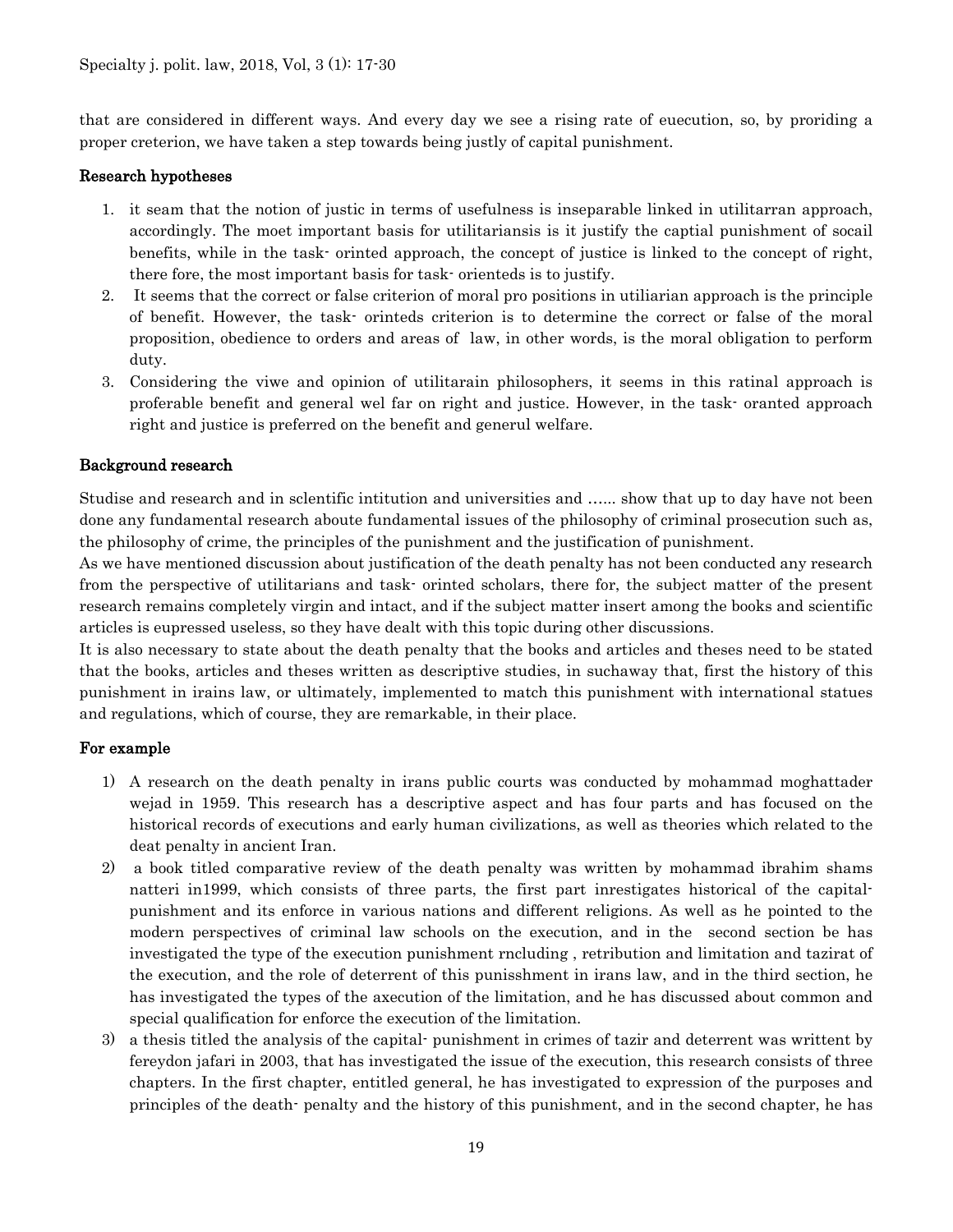that are considered in different ways. And every day we see a rising rate of euecution, so, by proriding a proper creterion, we have taken a step towards being justly of capital punishment.

## Research hypotheses

1. it seam that the notion of justic in terms of usefulness is inseparable linked in utilitarran approach, accordingly. The moet important basis for utilitariansis is it justify the captial punishment of socail benefits, while in the task- orinted approach, the concept of justice is linked to the concept of right, there fore, the most important basis for task- orienteds is to justify.
2. It seems that the correct or false criterion of moral pro positions in utiliarian approach is the principle of benefit. However, the task- orinteds criterion is to determine the correct or false of the moral proposition, obedience to orders and areas of law, in other words, is the moral obligation to perform duty.
3. Considering the viwe and opinion of utilitarain philosophers, it seems in this ratinal approach is proferable benefit and general wel far on right and justice. However, in the task- oranted approach right and justice is preferred on the benefit and generul welfare.

## Background research

Studise and research and in sclentific intitution and universities and …... show that up to day have not been done any fundamental research aboute fundamental issues of the philosophy of criminal prosecution such as, the philosophy of crime, the principles of the punishment and the justification of punishment.

As we have mentioned discussion about justification of the death penalty has not been conducted any research from the perspective of utilitarians and task- orinted scholars, there for, the subject matter of the present research remains completely virgin and intact, and if the subject matter insert among the books and scientific articles is eupressed useless, so they have dealt with this topic during other discussions.

It is also necessary to state about the death penalty that the books and articles and theses need to be stated that the books, articles and theses written as descriptive studies, in suchaway that, first the history of this punishment in irains law, or ultimately, implemented to match this punishment with international statues and regulations, which of course, they are remarkable, in their place.

## For example

1) A research on the death penalty in irans public courts was conducted by mohammad moghattader wejad in 1959. This research has a descriptive aspect and has four parts and has focused on the historical records of executions and early human civilizations, as well as theories which related to the deat penalty in ancient Iran.
2) a book titled comparative review of the death penalty was written by mohammad ibrahim shams natteri in1999, which consists of three parts, the first part inrestigates historical of the capital- punishment and its enforce in various nations and different religions. As well as he pointed to the modern perspectives of criminal law schools on the execution, and in the second section be has investigated the type of the execution punishment rncluding , retribution and limitation and tazirat of the execution, and the role of deterrent of this punisshment in irans law, and in the third section, he has investigated the types of the axecution of the limitation, and he has discussed about common and special qualification for enforce the execution of the limitation.
3) a thesis titled the analysis of the capital- punishment in crimes of tazir and deterrent was writtent by fereydon jafari in 2003, that has investigated the issue of the execution, this research consists of three chapters. In the first chapter, entitled general, he has investigated to expression of the purposes and principles of the death- penalty and the history of this punishment, and in the second chapter, he has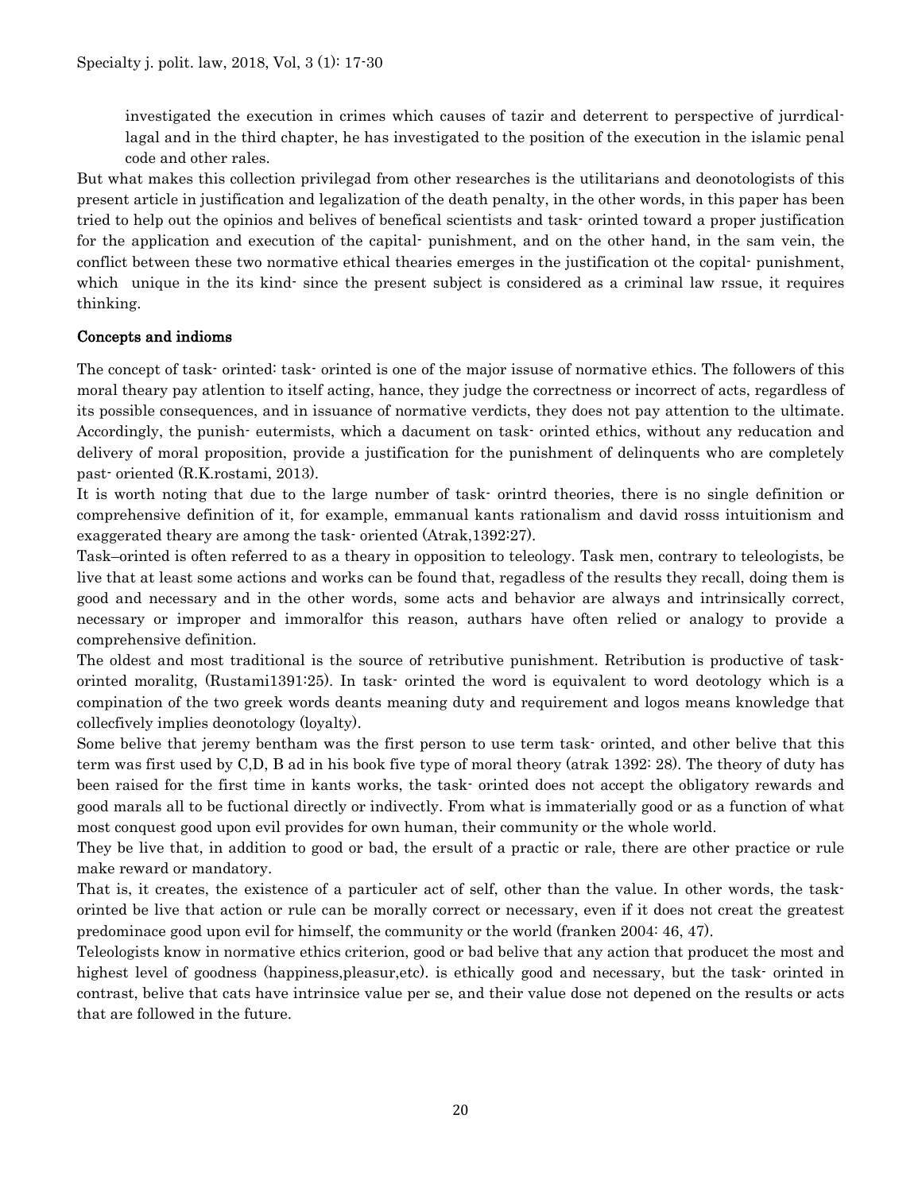investigated the execution in crimes which causes of tazir and deterrent to perspective of jurrdical-lagal and in the third chapter, he has investigated to the position of the execution in the islamic penal code and other rales.

But what makes this collection privilegad from other researches is the utilitarians and deonotologists of this present article in justification and legalization of the death penalty, in the other words, in this paper has been tried to help out the opinios and belives of benefical scientists and task- orinted toward a proper justification for the application and execution of the capital- punishment, and on the other hand, in the sam vein, the conflict between these two normative ethical thearies emerges in the justification ot the copital- punishment, which unique in the its kind- since the present subject is considered as a criminal law rssue, it requires thinking.

**Concepts and indioms**

The concept of task- orinted: task- orinted is one of the major issuse of normative ethics. The followers of this moral theary pay atlention to itself acting, hance, they judge the correctness or incorrect of acts, regardless of its possible consequences, and in issuance of normative verdicts, they does not pay attention to the ultimate. Accordingly, the punish- eutermists, which a dacument on task- orinted ethics, without any reducation and delivery of moral proposition, provide a justification for the punishment of delinquents who are completely past- oriented (R.K.rostami, 2013).

It is worth noting that due to the large number of task- orintrd theories, there is no single definition or comprehensive definition of it, for example, emmanual kants rationalism and david rosss intuitionism and exaggerated theary are among the task- oriented (Atrak,1392:27).

Task–orinted is often referred to as a theary in opposition to teleology. Task men, contrary to teleologists, be live that at least some actions and works can be found that, regadless of the results they recall, doing them is good and necessary and in the other words, some acts and behavior are always and intrinsically correct, necessary or improper and immoralfor this reason, authars have often relied or analogy to provide a comprehensive definition.

The oldest and most traditional is the source of retributive punishment. Retribution is productive of task-orinted moralitg, (Rustami1391:25). In task- orinted the word is equivalent to word deotology which is a compination of the two greek words deants meaning duty and requirement and logos means knowledge that collecfively implies deonotology (loyalty).

Some belive that jeremy bentham was the first person to use term task- orinted, and other belive that this term was first used by C,D, B ad in his book five type of moral theory (atrak 1392: 28). The theory of duty has been raised for the first time in kants works, the task- orinted does not accept the obligatory rewards and good marals all to be fuctional directly or indivectly. From what is immaterially good or as a function of what most conquest good upon evil provides for own human, their community or the whole world.

They be live that, in addition to good or bad, the ersult of a practic or rale, there are other practice or rule make reward or mandatory.

That is, it creates, the existence of a particuler act of self, other than the value. In other words, the task-orinted be live that action or rule can be morally correct or necessary, even if it does not creat the greatest predominace good upon evil for himself, the community or the world (franken 2004: 46, 47).

Teleologists know in normative ethics criterion, good or bad belive that any action that producet the most and highest level of goodness (happiness,pleasur,etc). is ethically good and necessary, but the task- orinted in contrast, belive that cats have intrinsice value per se, and their value dose not depened on the results or acts that are followed in the future.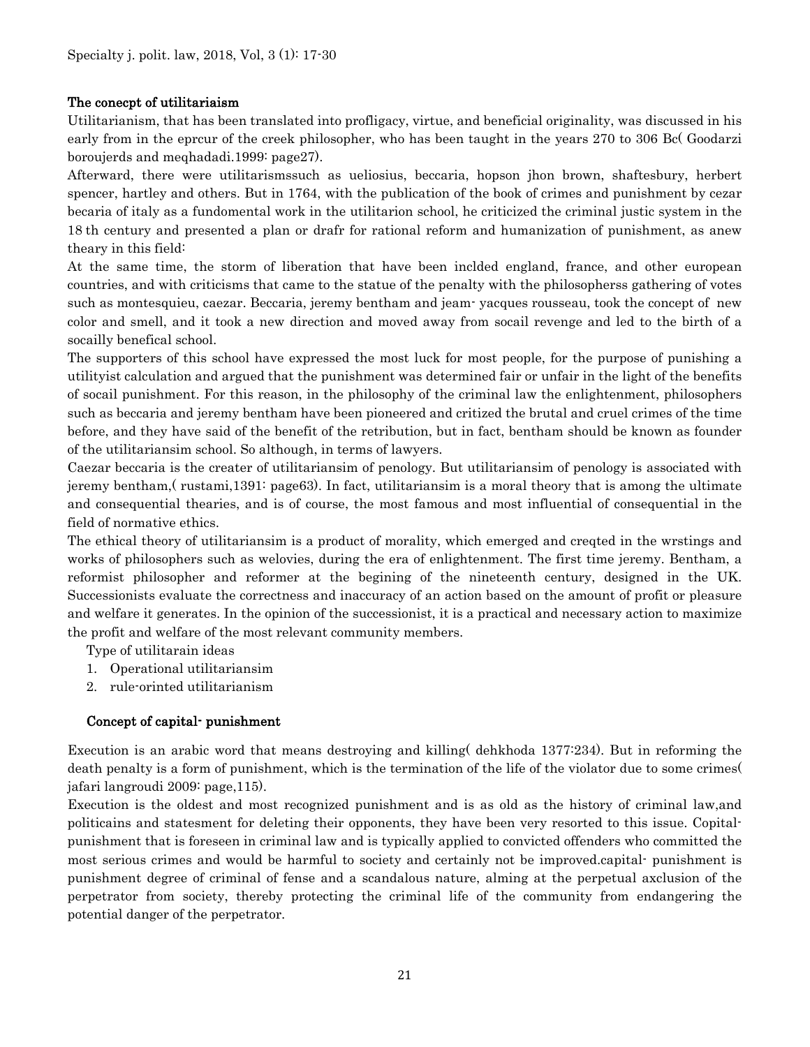## The conecpt of utilitariaism

Utilitarianism, that has been translated into profligacy, virtue, and beneficial originality, was discussed in his early from in the eprcur of the creek philosopher, who has been taught in the years 270 to 306 Bc( Goodarzi boroujerds and meqhadadi.1999: page27).

Afterward, there were utilitarismssuch as ueliosius, beccaria, hopson jhon brown, shaftesbury, herbert spencer, hartley and others. But in 1764, with the publication of the book of crimes and punishment by cezar becaria of italy as a fundomental work in the utilitarion school, he criticized the criminal justic system in the 18 th century and presented a plan or drafr for rational reform and humanization of punishment, as anew theary in this field:

At the same time, the storm of liberation that have been inclded england, france, and other european countries, and with criticisms that came to the statue of the penalty with the philosopherss gathering of votes such as montesquieu, caezar. Beccaria, jeremy bentham and jeam- yacques rousseau, took the concept of new color and smell, and it took a new direction and moved away from socail revenge and led to the birth of a socailly benefical school.

The supporters of this school have expressed the most luck for most people, for the purpose of punishing a utilityist calculation and argued that the punishment was determined fair or unfair in the light of the benefits of socail punishment. For this reason, in the philosophy of the criminal law the enlightenment, philosophers such as beccaria and jeremy bentham have been pioneered and critized the brutal and cruel crimes of the time before, and they have said of the benefit of the retribution, but in fact, bentham should be known as founder of the utilitariansim school. So although, in terms of lawyers.

Caezar beccaria is the creater of utilitariansim of penology. But utilitariansim of penology is associated with jeremy bentham,( rustami,1391: page63). In fact, utilitariansim is a moral theory that is among the ultimate and consequential thearies, and is of course, the most famous and most influential of consequential in the field of normative ethics.

The ethical theory of utilitariansim is a product of morality, which emerged and creqted in the wrstings and works of philosophers such as welovies, during the era of enlightenment. The first time jeremy. Bentham, a reformist philosopher and reformer at the begining of the nineteenth century, designed in the UK. Successionists evaluate the correctness and inaccuracy of an action based on the amount of profit or pleasure and welfare it generates. In the opinion of the successionist, it is a practical and necessary action to maximize the profit and welfare of the most relevant community members.

Type of utilitarain ideas

1. Operational utilitariansim
2. rule-orinted utilitarianism

## Concept of capital- punishment

Execution is an arabic word that means destroying and killing( dehkhoda 1377:234). But in reforming the death penalty is a form of punishment, which is the termination of the life of the violator due to some crimes( jafari langroudi 2009: page,115).

Execution is the oldest and most recognized punishment and is as old as the history of criminal law,and politicains and statesment for deleting their opponents, they have been very resorted to this issue. Capital-punishment that is foreseen in criminal law and is typically applied to convicted offenders who committed the most serious crimes and would be harmful to society and certainly not be improved.capital- punishment is punishment degree of criminal of fense and a scandalous nature, alming at the perpetual axclusion of the perpetrator from society, thereby protecting the criminal life of the community from endangering the potential danger of the perpetrator.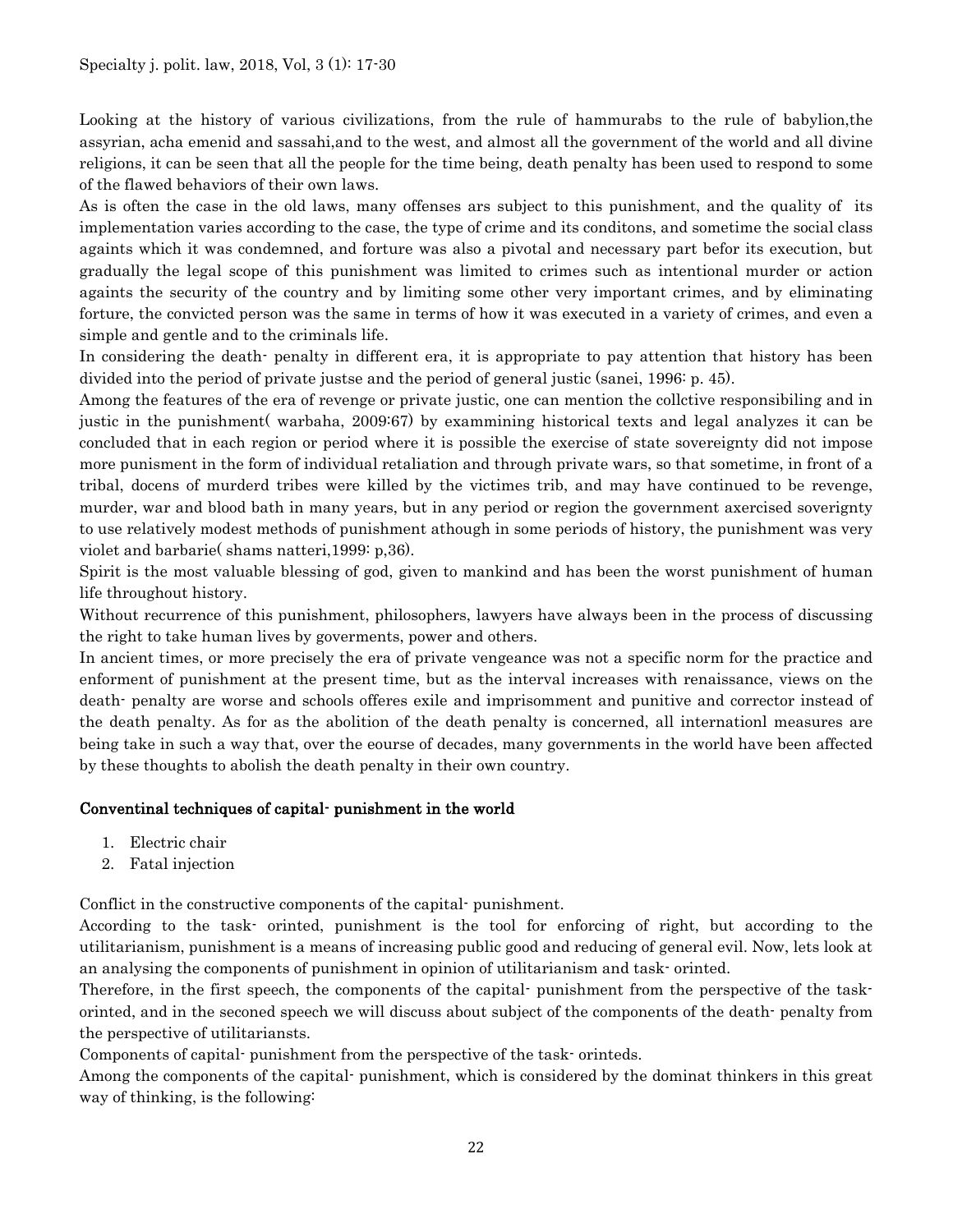Looking at the history of various civilizations, from the rule of hammurabs to the rule of babylion,the assyrian, acha emenid and sassahi,and to the west, and almost all the government of the world and all divine religions, it can be seen that all the people for the time being, death penalty has been used to respond to some of the flawed behaviors of their own laws.

As is often the case in the old laws, many offenses ars subject to this punishment, and the quality of its implementation varies according to the case, the type of crime and its conditons, and sometime the social class againts which it was condemned, and forture was also a pivotal and necessary part befor its execution, but gradually the legal scope of this punishment was limited to crimes such as intentional murder or action againts the security of the country and by limiting some other very important crimes, and by eliminating forture, the convicted person was the same in terms of how it was executed in a variety of crimes, and even a simple and gentle and to the criminals life.

In considering the death- penalty in different era, it is appropriate to pay attention that history has been divided into the period of private justse and the period of general justic (sanei, 1996: p. 45).

Among the features of the era of revenge or private justic, one can mention the collctive responsibiling and in justic in the punishment( warbaha, 2009:67) by exammining historical texts and legal analyzes it can be concluded that in each region or period where it is possible the exercise of state sovereignty did not impose more punisment in the form of individual retaliation and through private wars, so that sometime, in front of a tribal, docens of murderd tribes were killed by the victimes trib, and may have continued to be revenge, murder, war and blood bath in many years, but in any period or region the government axercised soverignty to use relatively modest methods of punishment athough in some periods of history, the punishment was very violet and barbarie( shams natteri,1999: p,36).

Spirit is the most valuable blessing of god, given to mankind and has been the worst punishment of human life throughout history.

Without recurrence of this punishment, philosophers, lawyers have always been in the process of discussing the right to take human lives by goverments, power and others.

In ancient times, or more precisely the era of private vengeance was not a specific norm for the practice and enforment of punishment at the present time, but as the interval increases with renaissance, views on the death- penalty are worse and schools offeres exile and imprisomment and punitive and corrector instead of the death penalty. As for as the abolition of the death penalty is concerned, all internationl measures are being take in such a way that, over the eourse of decades, many governments in the world have been affected by these thoughts to abolish the death penalty in their own country.

## Conventinal techniques of capital- punishment in the world

1. Electric chair
2. Fatal injection

Conflict in the constructive components of the capital- punishment.

According to the task- orinted, punishment is the tool for enforcing of right, but according to the utilitarianism, punishment is a means of increasing public good and reducing of general evil. Now, lets look at an analysing the components of punishment in opinion of utilitarianism and task- orinted.

Therefore, in the first speech, the components of the capital- punishment from the perspective of the task- orinted, and in the seconed speech we will discuss about subject of the components of the death- penalty from the perspective of utilitariansts.

Components of capital- punishment from the perspective of the task- orinteds.

Among the components of the capital- punishment, which is considered by the dominat thinkers in this great way of thinking, is the following: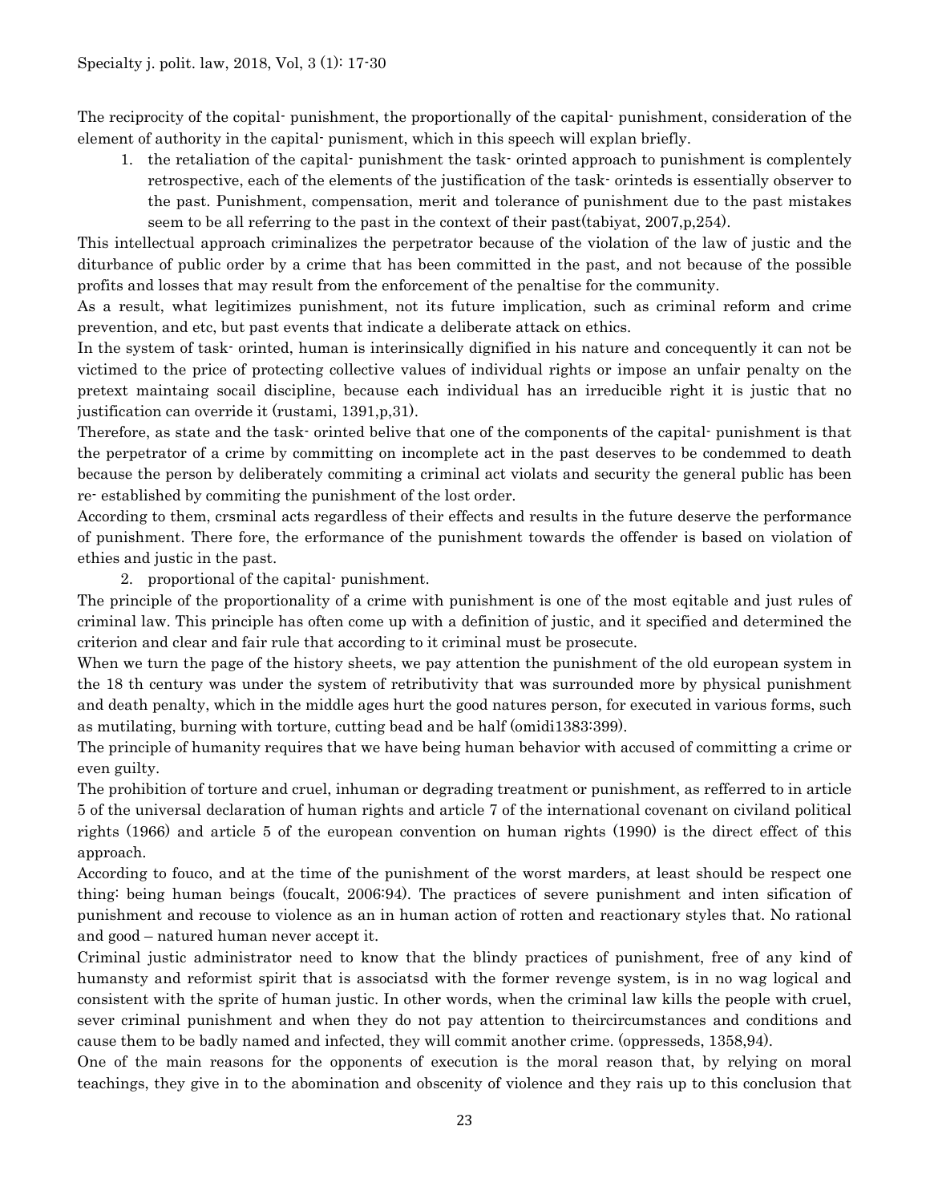The reciprocity of the copital- punishment, the proportionally of the capital- punishment, consideration of the element of authority in the capital- punisment, which in this speech will explan briefly.

1. the retaliation of the capital- punishment the task- orinted approach to punishment is complentely retrospective, each of the elements of the justification of the task- orinteds is essentially observer to the past. Punishment, compensation, merit and tolerance of punishment due to the past mistakes seem to be all referring to the past in the context of their past(tabiyat, 2007,p,254).

This intellectual approach criminalizes the perpetrator because of the violation of the law of justic and the diturbance of public order by a crime that has been committed in the past, and not because of the possible profits and losses that may result from the enforcement of the penaltise for the community.

As a result, what legitimizes punishment, not its future implication, such as criminal reform and crime prevention, and etc, but past events that indicate a deliberate attack on ethics.

In the system of task- orinted, human is interinsically dignified in his nature and concequently it can not be victimed to the price of protecting collective values of individual rights or impose an unfair penalty on the pretext maintaing socail discipline, because each individual has an irreducible right it is justic that no justification can override it (rustami, 1391,p,31).

Therefore, as state and the task- orinted belive that one of the components of the capital- punishment is that the perpetrator of a crime by committing on incomplete act in the past deserves to be condemmed to death because the person by deliberately commiting a criminal act violats and security the general public has been re- established by commiting the punishment of the lost order.

According to them, crsminal acts regardless of their effects and results in the future deserve the performance of punishment. There fore, the erformance of the punishment towards the offender is based on violation of ethies and justic in the past.

2. proportional of the capital- punishment.

The principle of the proportionality of a crime with punishment is one of the most eqitable and just rules of criminal law. This principle has often come up with a definition of justic, and it specified and determined the criterion and clear and fair rule that according to it criminal must be prosecute.

When we turn the page of the history sheets, we pay attention the punishment of the old european system in the 18 th century was under the system of retributivity that was surrounded more by physical punishment and death penalty, which in the middle ages hurt the good natures person, for executed in various forms, such as mutilating, burning with torture, cutting bead and be half (omidi1383:399).

The principle of humanity requires that we have being human behavior with accused of committing a crime or even guilty.

The prohibition of torture and cruel, inhuman or degrading treatment or punishment, as refferred to in article 5 of the universal declaration of human rights and article 7 of the international covenant on civiland political rights (1966) and article 5 of the european convention on human rights (1990) is the direct effect of this approach.

According to fouco, and at the time of the punishment of the worst marders, at least should be respect one thing: being human beings (foucalt, 2006:94). The practices of severe punishment and inten sification of punishment and recouse to violence as an in human action of rotten and reactionary styles that. No rational and good – natured human never accept it.

Criminal justic administrator need to know that the blindy practices of punishment, free of any kind of humansty and reformist spirit that is associatsd with the former revenge system, is in no wag logical and consistent with the sprite of human justic. In other words, when the criminal law kills the people with cruel, sever criminal punishment and when they do not pay attention to theircircumstances and conditions and cause them to be badly named and infected, they will commit another crime. (oppresseds, 1358,94).

One of the main reasons for the opponents of execution is the moral reason that, by relying on moral teachings, they give in to the abomination and obscenity of violence and they rais up to this conclusion that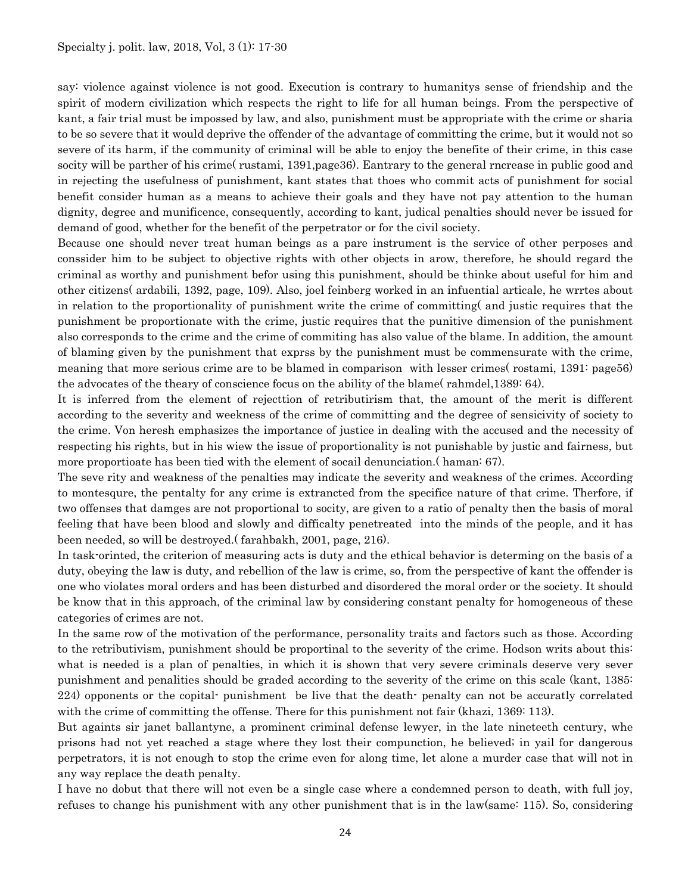say: violence against violence is not good. Execution is contrary to humanitys sense of friendship and the spirit of modern civilization which respects the right to life for all human beings. From the perspective of kant, a fair trial must be impossed by law, and also, punishment must be appropriate with the crime or sharia to be so severe that it would deprive the offender of the advantage of committing the crime, but it would not so severe of its harm, if the community of criminal will be able to enjoy the benefite of their crime, in this case socity will be parther of his crime( rustami, 1391,page36). Eantrary to the general rncrease in public good and in rejecting the usefulness of punishment, kant states that thoes who commit acts of punishment for social benefit consider human as a means to achieve their goals and they have not pay attention to the human dignity, degree and munificence, consequently, according to kant, judical penalties should never be issued for demand of good, whether for the benefit of the perpetrator or for the civil society.

Because one should never treat human beings as a pare instrument is the service of other perposes and conssider him to be subject to objective rights with other objects in arow, therefore, he should regard the criminal as worthy and punishment befor using this punishment, should be thinke about useful for him and other citizens( ardabili, 1392, page, 109). Also, joel feinberg worked in an infuential articale, he wrrtes about in relation to the proportionality of punishment write the crime of committing( and justic requires that the punishment be proportionate with the crime, justic requires that the punitive dimension of the punishment also corresponds to the crime and the crime of commiting has also value of the blame. In addition, the amount of blaming given by the punishment that exprss by the punishment must be commensurate with the crime, meaning that more serious crime are to be blamed in comparison with lesser crimes( rostami, 1391: page56) the advocates of the theary of conscience focus on the ability of the blame( rahmdel,1389: 64).

It is inferred from the element of rejecttion of retributirism that, the amount of the merit is different according to the severity and weekness of the crime of committing and the degree of sensicivity of society to the crime. Von heresh emphasizes the importance of justice in dealing with the accused and the necessity of respecting his rights, but in his wiew the issue of proportionality is not punishable by justic and fairness, but more proportioate has been tied with the element of socail denunciation.( haman: 67).

The seve rity and weakness of the penalties may indicate the severity and weakness of the crimes. According to montesqure, the pentalty for any crime is extrancted from the specifice nature of that crime. Therfore, if two offenses that damges are not proportional to socity, are given to a ratio of penalty then the basis of moral feeling that have been blood and slowly and difficalty penetreated into the minds of the people, and it has been needed, so will be destroyed.( farahbakh, 2001, page, 216).

In task-orinted, the criterion of measuring acts is duty and the ethical behavior is determing on the basis of a duty, obeying the law is duty, and rebellion of the law is crime, so, from the perspective of kant the offender is one who violates moral orders and has been disturbed and disordered the moral order or the society. It should be know that in this approach, of the criminal law by considering constant penalty for homogeneous of these categories of crimes are not.

In the same row of the motivation of the performance, personality traits and factors such as those. According to the retributivism, punishment should be proportinal to the severity of the crime. Hodson writes about this: what is needed is a plan of penalties, in which it is shown that very severe criminals deserve very sever punishment and penalities should be graded according to the severity of the crime on this scale (kant, 1385: 224) opponents or the capital- punishment be live that the death- penalty can not be accuratly correlated with the crime of committing the offense. There for this punishment not fair (khazi, 1369: 113).

But againts sir janet ballantyne, a prominent criminal defense lewyer, in the late nineteeth century, whe prisons had not yet reached a stage where they lost their compunction, he believed; in yail for dangerous perpetrators, it is not enough to stop the crime even for along time, let alone a murder case that will not in any way replace the death penalty.

I have no dobut that there will not even be a single case where a condemned person to death, with full joy, refuses to change his punishment with any other punishment that is in the law(same: 115). So, considering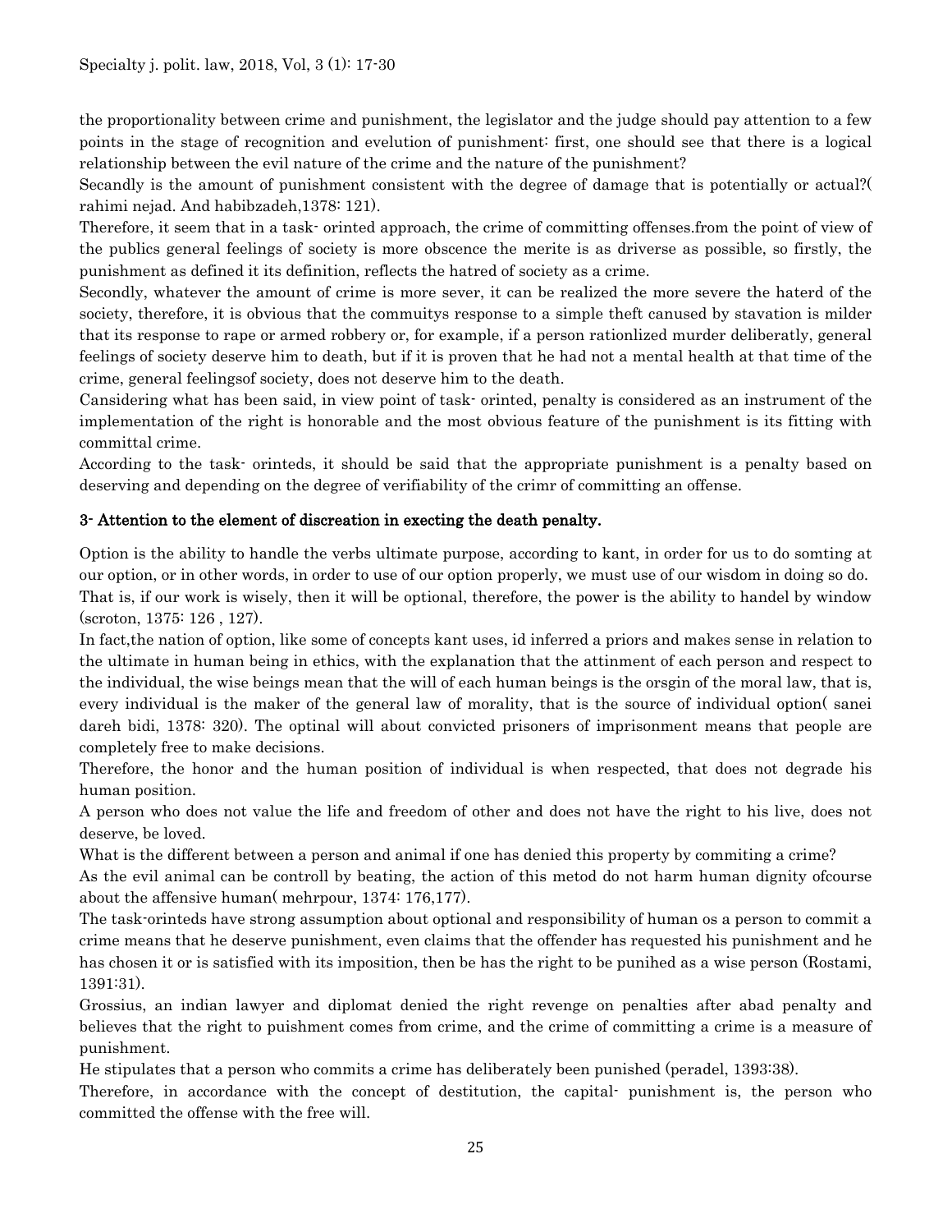the proportionality between crime and punishment, the legislator and the judge should pay attention to a few points in the stage of recognition and evelution of punishment: first, one should see that there is a logical relationship between the evil nature of the crime and the nature of the punishment?

Secandly is the amount of punishment consistent with the degree of damage that is potentially or actual?( rahimi nejad. And habibzadeh,1378: 121).

Therefore, it seem that in a task- orinted approach, the crime of committing offenses.from the point of view of the publics general feelings of society is more obscence the merite is as driverse as possible, so firstly, the punishment as defined it its definition, reflects the hatred of society as a crime.

Secondly, whatever the amount of crime is more sever, it can be realized the more severe the haterd of the society, therefore, it is obvious that the commuitys response to a simple theft canused by stavation is milder that its response to rape or armed robbery or, for example, if a person rationlized murder deliberatly, general feelings of society deserve him to death, but if it is proven that he had not a mental health at that time of the crime, general feelingsof society, does not deserve him to the death.

Cansidering what has been said, in view point of task- orinted, penalty is considered as an instrument of the implementation of the right is honorable and the most obvious feature of the punishment is its fitting with committal crime.

According to the task- orinteds, it should be said that the appropriate punishment is a penalty based on deserving and depending on the degree of verifiability of the crimr of committing an offense.

### 3- Attention to the element of discreation in execting the death penalty.

Option is the ability to handle the verbs ultimate purpose, according to kant, in order for us to do somting at our option, or in other words, in order to use of our option properly, we must use of our wisdom in doing so do. That is, if our work is wisely, then it will be optional, therefore, the power is the ability to handel by window (scroton, 1375: 126 , 127).

In fact,the nation of option, like some of concepts kant uses, id inferred a priors and makes sense in relation to the ultimate in human being in ethics, with the explanation that the attinment of each person and respect to the individual, the wise beings mean that the will of each human beings is the orsgin of the moral law, that is, every individual is the maker of the general law of morality, that is the source of individual option( sanei dareh bidi, 1378: 320). The optinal will about convicted prisoners of imprisonment means that people are completely free to make decisions.

Therefore, the honor and the human position of individual is when respected, that does not degrade his human position.

A person who does not value the life and freedom of other and does not have the right to his live, does not deserve, be loved.

What is the different between a person and animal if one has denied this property by commiting a crime?

As the evil animal can be controll by beating, the action of this metod do not harm human dignity ofcourse about the affensive human( mehrpour, 1374: 176,177).

The task-orinteds have strong assumption about optional and responsibility of human os a person to commit a crime means that he deserve punishment, even claims that the offender has requested his punishment and he has chosen it or is satisfied with its imposition, then be has the right to be punihed as a wise person (Rostami, 1391:31).

Grossius, an indian lawyer and diplomat denied the right revenge on penalties after abad penalty and believes that the right to puishment comes from crime, and the crime of committing a crime is a measure of punishment.

He stipulates that a person who commits a crime has deliberately been punished (peradel, 1393:38).

Therefore, in accordance with the concept of destitution, the capital- punishment is, the person who committed the offense with the free will.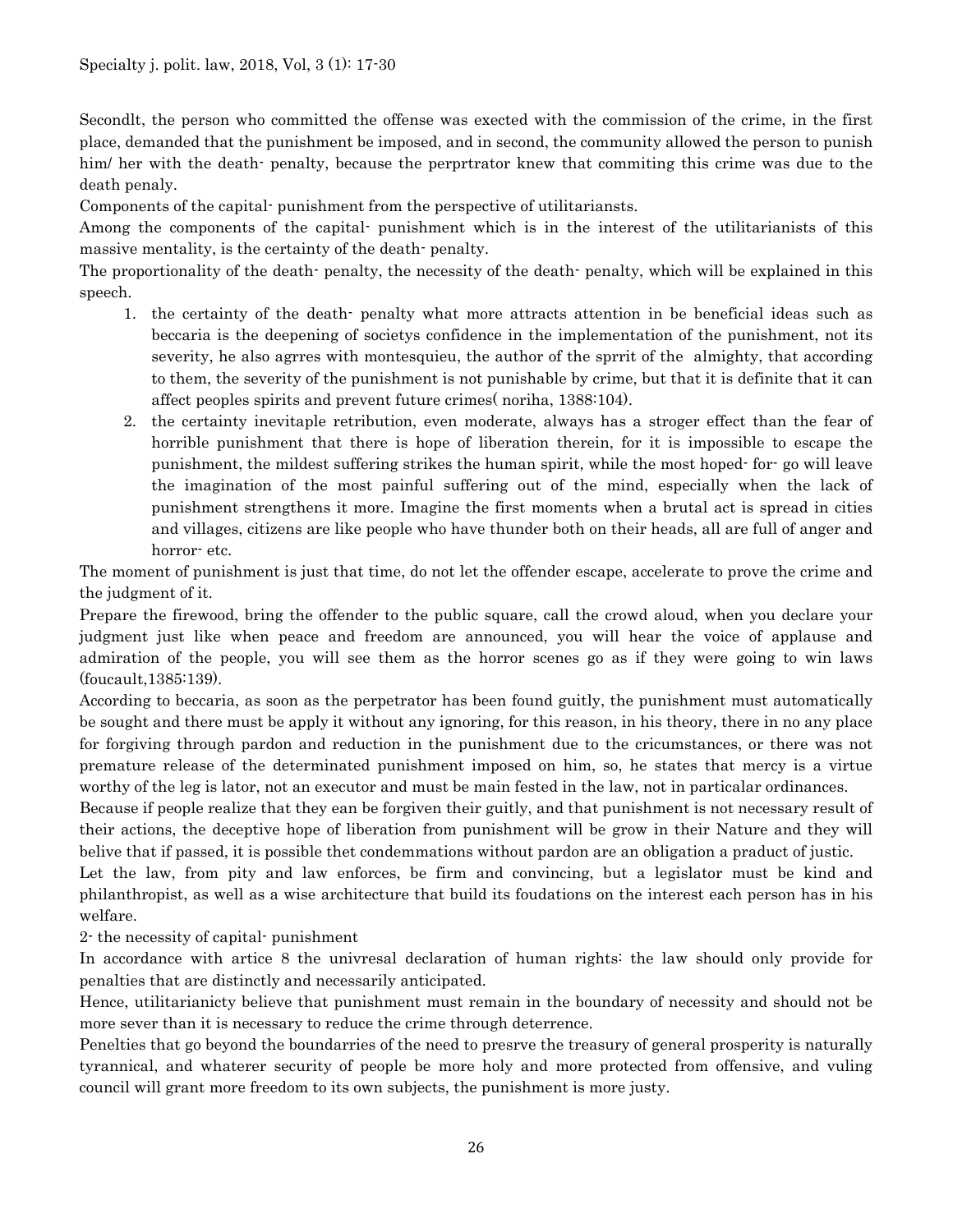Secondlt, the person who committed the offense was exected with the commission of the crime, in the first place, demanded that the punishment be imposed, and in second, the community allowed the person to punish him/ her with the death- penalty, because the perprtrator knew that commiting this crime was due to the death penaly.

Components of the capital- punishment from the perspective of utilitariansts.

Among the components of the capital- punishment which is in the interest of the utilitarianists of this massive mentality, is the certainty of the death- penalty.

The proportionality of the death- penalty, the necessity of the death- penalty, which will be explained in this speech.

1. the certainty of the death- penalty what more attracts attention in be beneficial ideas such as beccaria is the deepening of societys confidence in the implementation of the punishment, not its severity, he also agrres with montesquieu, the author of the sprrit of the almighty, that according to them, the severity of the punishment is not punishable by crime, but that it is definite that it can affect peoples spirits and prevent future crimes( noriha, 1388:104).
2. the certainty inevitaple retribution, even moderate, always has a stroger effect than the fear of horrible punishment that there is hope of liberation therein, for it is impossible to escape the punishment, the mildest suffering strikes the human spirit, while the most hoped- for- go will leave the imagination of the most painful suffering out of the mind, especially when the lack of punishment strengthens it more. Imagine the first moments when a brutal act is spread in cities and villages, citizens are like people who have thunder both on their heads, all are full of anger and horror- etc.

The moment of punishment is just that time, do not let the offender escape, accelerate to prove the crime and the judgment of it.

Prepare the firewood, bring the offender to the public square, call the crowd aloud, when you declare your judgment just like when peace and freedom are announced, you will hear the voice of applause and admiration of the people, you will see them as the horror scenes go as if they were going to win laws (foucault,1385:139).

According to beccaria, as soon as the perpetrator has been found guitly, the punishment must automatically be sought and there must be apply it without any ignoring, for this reason, in his theory, there in no any place for forgiving through pardon and reduction in the punishment due to the cricumstances, or there was not premature release of the determinated punishment imposed on him, so, he states that mercy is a virtue worthy of the leg is lator, not an executor and must be main fested in the law, not in particalar ordinances.

Because if people realize that they ean be forgiven their guitly, and that punishment is not necessary result of their actions, the deceptive hope of liberation from punishment will be grow in their Nature and they will belive that if passed, it is possible thet condemmations without pardon are an obligation a praduct of justic.

Let the law, from pity and law enforces, be firm and convincing, but a legislator must be kind and philanthropist, as well as a wise architecture that build its foudations on the interest each person has in his welfare.

2- the necessity of capital- punishment

In accordance with artice 8 the univresal declaration of human rights: the law should only provide for penalties that are distinctly and necessarily anticipated.

Hence, utilitarianicty believe that punishment must remain in the boundary of necessity and should not be more sever than it is necessary to reduce the crime through deterrence.

Peneltics that go beyond the boundarries of the need to presrve the treasury of general prosperity is naturally tyrannical, and whaterer security of people be more holy and more protected from offensive, and vuling council will grant more freedom to its own subjects, the punishment is more justy.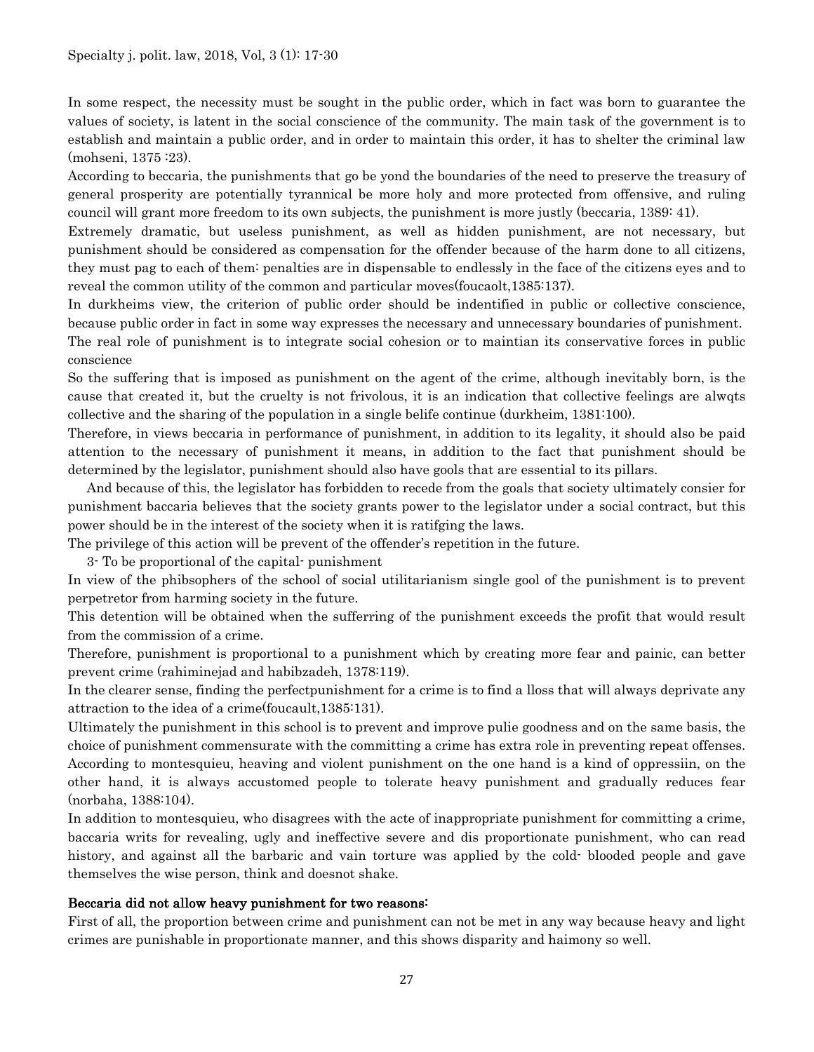In some respect, the necessity must be sought in the public order, which in fact was born to guarantee the values of society, is latent in the social conscience of the community. The main task of the government is to establish and maintain a public order, and in order to maintain this order, it has to shelter the criminal law (mohseni, 1375 :23).

According to beccaria, the punishments that go be yond the boundaries of the need to preserve the treasury of general prosperity are potentially tyrannical be more holy and more protected from offensive, and ruling council will grant more freedom to its own subjects, the punishment is more justly (beccaria, 1389: 41).

Extremely dramatic, but useless punishment, as well as hidden punishment, are not necessary, but punishment should be considered as compensation for the offender because of the harm done to all citizens, they must pag to each of them: penalties are in dispensable to endlessly in the face of the citizens eyes and to reveal the common utility of the common and particular moves(foucaolt,1385:137).

In durkheims view, the criterion of public order should be indentified in public or collective conscience, because public order in fact in some way expresses the necessary and unnecessary boundaries of punishment.

The real role of punishment is to integrate social cohesion or to maintian its conservative forces in public conscience

So the suffering that is imposed as punishment on the agent of the crime, although inevitably born, is the cause that created it, but the cruelty is not frivolous, it is an indication that collective feelings are alwqts collective and the sharing of the population in a single belife continue (durkheim, 1381:100).

Therefore, in views beccaria in performance of punishment, in addition to its legality, it should also be paid attention to the necessary of punishment it means, in addition to the fact that punishment should be determined by the legislator, punishment should also have gools that are essential to its pillars.

And because of this, the legislator has forbidden to recede from the goals that society ultimately consier for punishment baccaria believes that the society grants power to the legislator under a social contract, but this power should be in the interest of the society when it is ratifging the laws.

The privilege of this action will be prevent of the offender's repetition in the future.

3- To be proportional of the capital- punishment

In view of the phibsophers of the school of social utilitarianism single gool of the punishment is to prevent perpetretor from harming society in the future.

This detention will be obtained when the sufferring of the punishment exceeds the profit that would result from the commission of a crime.

Therefore, punishment is proportional to a punishment which by creating more fear and painic, can better prevent crime (rahiminejad and habibzadeh, 1378:119).

In the clearer sense, finding the perfectpunishment for a crime is to find a lloss that will always deprivate any attraction to the idea of a crime(foucault,1385:131).

Ultimately the punishment in this school is to prevent and improve pulie goodness and on the same basis, the choice of punishment commensurate with the committing a crime has extra role in preventing repeat offenses.

According to montesquieu, heaving and violent punishment on the one hand is a kind of oppressiin, on the other hand, it is always accustomed people to tolerate heavy punishment and gradually reduces fear (norbaha, 1388:104).

In addition to montesquieu, who disagrees with the acte of inappropriate punishment for committing a crime, baccaria writs for revealing, ugly and ineffective severe and dis proportionate punishment, who can read history, and against all the barbaric and vain torture was applied by the cold- blooded people and gave themselves the wise person, think and doesnot shake.

**Beccaria did not allow heavy punishment for two reasons:**

First of all, the proportion between crime and punishment can not be met in any way because heavy and light crimes are punishable in proportionate manner, and this shows disparity and haimony so well.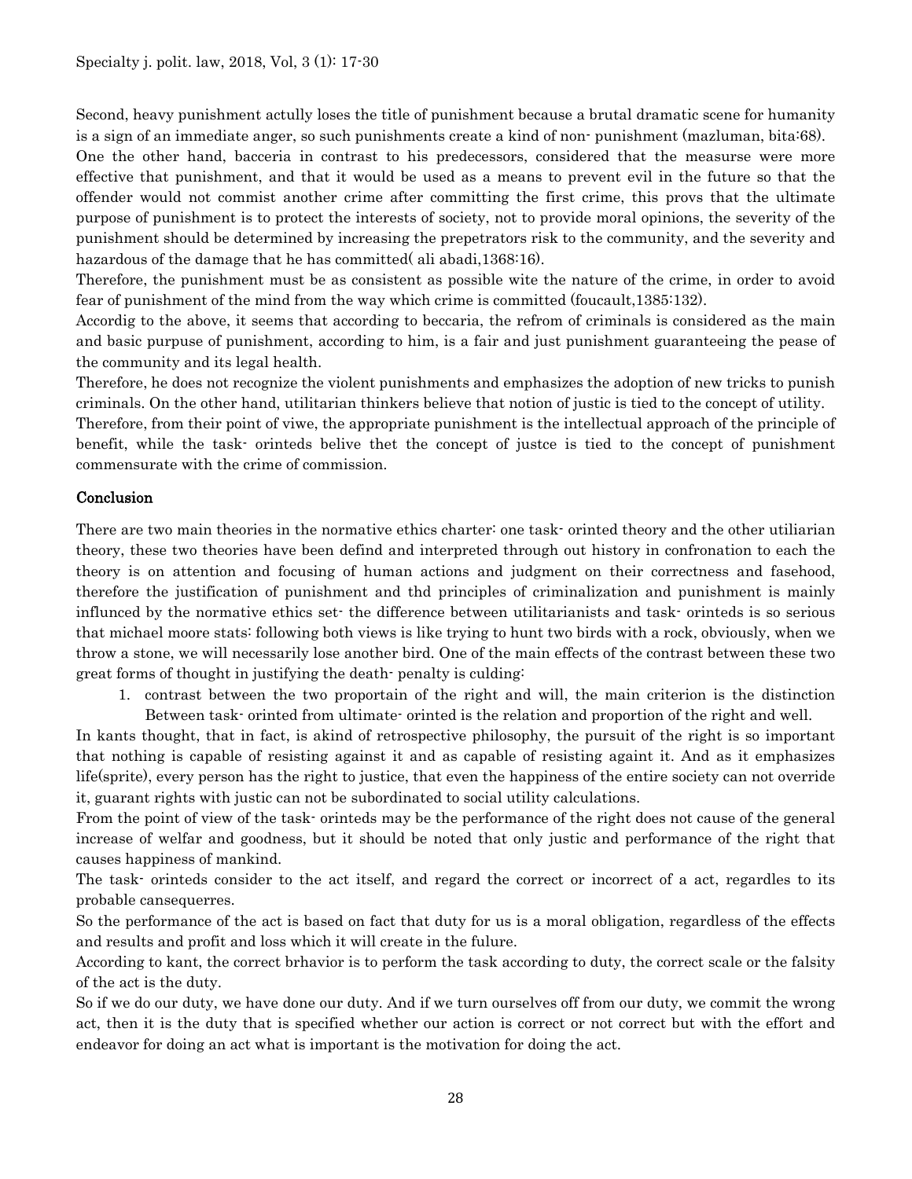Second, heavy punishment actully loses the title of punishment because a brutal dramatic scene for humanity is a sign of an immediate anger, so such punishments create a kind of non- punishment (mazluman, bita:68).

One the other hand, bacceria in contrast to his predecessors, considered that the measurse were more effective that punishment, and that it would be used as a means to prevent evil in the future so that the offender would not commist another crime after committing the first crime, this provs that the ultimate purpose of punishment is to protect the interests of society, not to provide moral opinions, the severity of the punishment should be determined by increasing the prepetrators risk to the community, and the severity and hazardous of the damage that he has committed( ali abadi,1368:16).

Therefore, the punishment must be as consistent as possible wite the nature of the crime, in order to avoid fear of punishment of the mind from the way which crime is committed (foucault,1385:132).

Accordig to the above, it seems that according to beccaria, the refrom of criminals is considered as the main and basic purpuse of punishment, according to him, is a fair and just punishment guaranteeing the pease of the community and its legal health.

Therefore, he does not recognize the violent punishments and emphasizes the adoption of new tricks to punish criminals. On the other hand, utilitarian thinkers believe that notion of justic is tied to the concept of utility.

Therefore, from their point of viwe, the appropriate punishment is the intellectual approach of the principle of benefit, while the task- orinteds belive thet the concept of justce is tied to the concept of punishment commensurate with the crime of commission.

## Conclusion

There are two main theories in the normative ethics charter: one task- orinted theory and the other utiliarian theory, these two theories have been defind and interpreted through out history in confronation to each the theory is on attention and focusing of human actions and judgment on their correctness and fasehood, therefore the justification of punishment and thd principles of criminalization and punishment is mainly influnced by the normative ethics set- the difference between utilitarianists and task- orinteds is so serious that michael moore stats: following both views is like trying to hunt two birds with a rock, obviously, when we throw a stone, we will necessarily lose another bird. One of the main effects of the contrast between these two great forms of thought in justifying the death- penalty is culding:

1. contrast between the two proportain of the right and will, the main criterion is the distinction Between task- orinted from ultimate- orinted is the relation and proportion of the right and well.

In kants thought, that in fact, is akind of retrospective philosophy, the pursuit of the right is so important that nothing is capable of resisting against it and as capable of resisting againt it. And as it emphasizes life(sprite), every person has the right to justice, that even the happiness of the entire society can not override it, guarant rights with justic can not be subordinated to social utility calculations.

From the point of view of the task- orinteds may be the performance of the right does not cause of the general increase of welfar and goodness, but it should be noted that only justic and performance of the right that causes happiness of mankind.

The task- orinteds consider to the act itself, and regard the correct or incorrect of a act, regardles to its probable cansequerres.

So the performance of the act is based on fact that duty for us is a moral obligation, regardless of the effects and results and profit and loss which it will create in the fulure.

According to kant, the correct brhavior is to perform the task according to duty, the correct scale or the falsity of the act is the duty.

So if we do our duty, we have done our duty. And if we turn ourselves off from our duty, we commit the wrong act, then it is the duty that is specified whether our action is correct or not correct but with the effort and endeavor for doing an act what is important is the motivation for doing the act.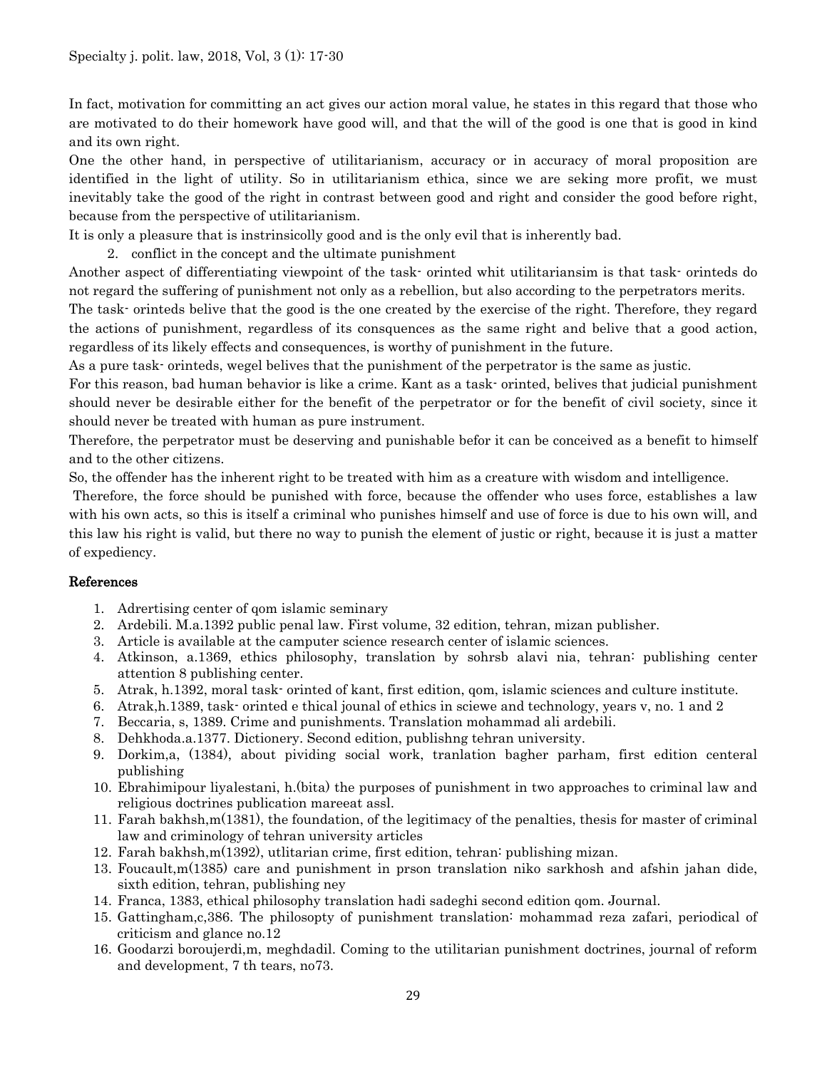In fact, motivation for committing an act gives our action moral value, he states in this regard that those who are motivated to do their homework have good will, and that the will of the good is one that is good in kind and its own right.

One the other hand, in perspective of utilitarianism, accuracy or in accuracy of moral proposition are identified in the light of utility. So in utilitarianism ethica, since we are seking more profit, we must inevitably take the good of the right in contrast between good and right and consider the good before right, because from the perspective of utilitarianism.

It is only a pleasure that is instrinsicolly good and is the only evil that is inherently bad.

2. conflict in the concept and the ultimate punishment

Another aspect of differentiating viewpoint of the task- orinted whit utilitariansim is that task- orinteds do not regard the suffering of punishment not only as a rebellion, but also according to the perpetrators merits.

The task- orinteds belive that the good is the one created by the exercise of the right. Therefore, they regard the actions of punishment, regardless of its consquences as the same right and belive that a good action, regardless of its likely effects and consequences, is worthy of punishment in the future.

As a pure task- orinteds, wegel belives that the punishment of the perpetrator is the same as justic.

For this reason, bad human behavior is like a crime. Kant as a task- orinted, belives that judicial punishment should never be desirable either for the benefit of the perpetrator or for the benefit of civil society, since it should never be treated with human as pure instrument.

Therefore, the perpetrator must be deserving and punishable befor it can be conceived as a benefit to himself and to the other citizens.

So, the offender has the inherent right to be treated with him as a creature with wisdom and intelligence.

Therefore, the force should be punished with force, because the offender who uses force, establishes a law with his own acts, so this is itself a criminal who punishes himself and use of force is due to his own will, and this law his right is valid, but there no way to punish the element of justic or right, because it is just a matter of expediency.

## References

1. Adrertising center of qom islamic seminary
2. Ardebili. M.a.1392 public penal law. First volume, 32 edition, tehran, mizan publisher.
3. Article is available at the camputer science research center of islamic sciences.
4. Atkinson, a.1369, ethics philosophy, translation by sohrsb alavi nia, tehran: publishing center attention 8 publishing center.
5. Atrak, h.1392, moral task- orinted of kant, first edition, qom, islamic sciences and culture institute.
6. Atrak,h.1389, task- orinted e thical jounal of ethics in sciewe and technology, years v, no. 1 and 2
7. Beccaria, s, 1389. Crime and punishments. Translation mohammad ali ardebili.
8. Dehkhoda.a.1377. Dictionery. Second edition, publishng tehran university.
9. Dorkim,a, (1384), about pividing social work, tranlation bagher parham, first edition centeral publishing
10. Ebrahimipour liyalestani, h.(bita) the purposes of punishment in two approaches to criminal law and religious doctrines publication mareeat assl.
11. Farah bakhsh,m(1381), the foundation, of the legitimacy of the penalties, thesis for master of criminal law and criminology of tehran university articles
12. Farah bakhsh,m(1392), utlitarian crime, first edition, tehran: publishing mizan.
13. Foucault,m(1385) care and punishment in prson translation niko sarkhosh and afshin jahan dide, sixth edition, tehran, publishing ney
14. Franca, 1383, ethical philosophy translation hadi sadeghi second edition qom. Journal.
15. Gattingham,c,386. The philosopty of punishment translation: mohammad reza zafari, periodical of criticism and glance no.12
16. Goodarzi boroujerdi,m, meghdadil. Coming to the utilitarian punishment doctrines, journal of reform and development, 7 th tears, no73.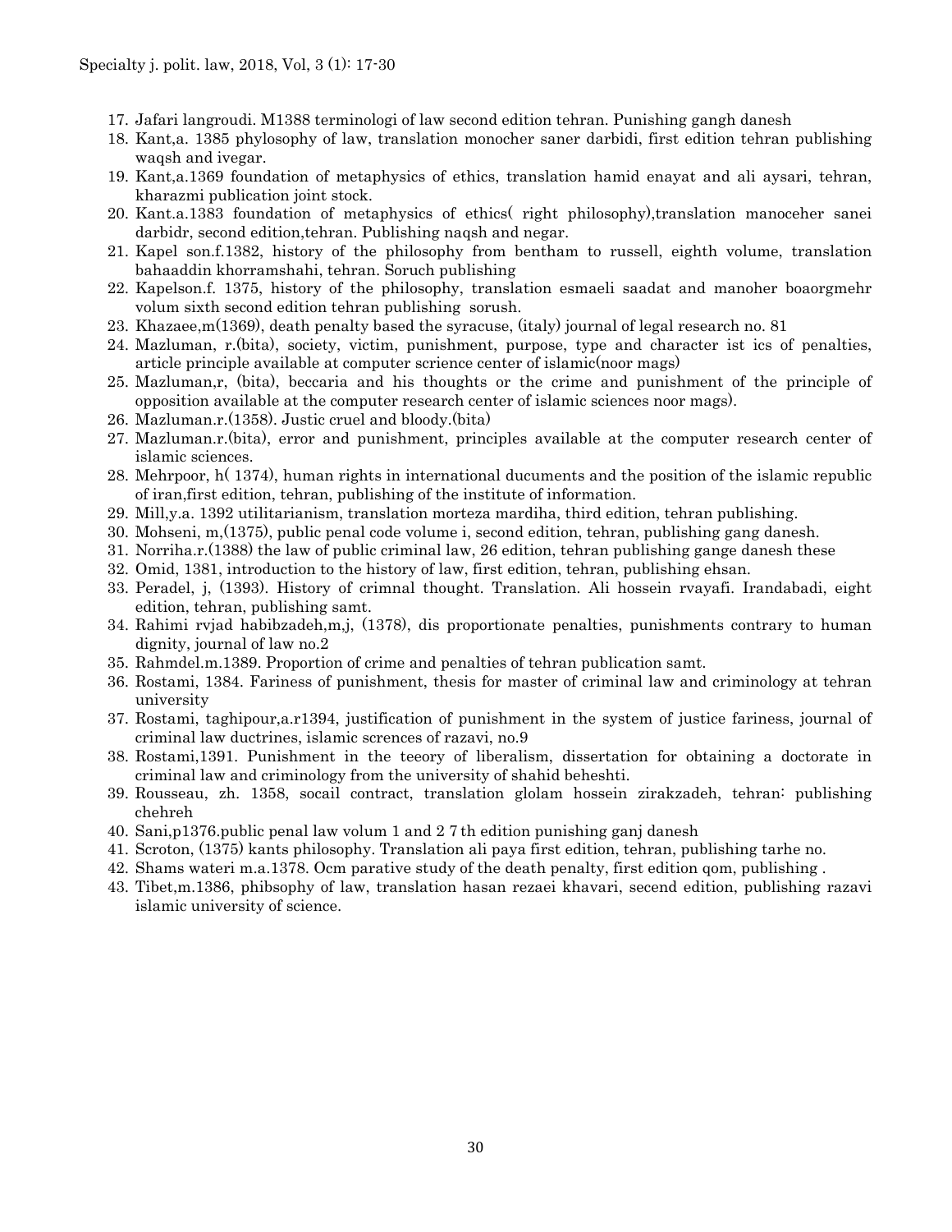17. Jafari langroudi. M1388 terminologi of law second edition tehran. Punishing gangh danesh
18. Kant,a. 1385 phylosophy of law, translation monocher saner darbidi, first edition tehran publishing waqsh and ivegar.
19. Kant,a.1369 foundation of metaphysics of ethics, translation hamid enayat and ali aysari, tehran, kharazmi publication joint stock.
20. Kant.a.1383 foundation of metaphysics of ethics( right philosophy),translation manoceher sanei darbidr, second edition,tehran. Publishing naqsh and negar.
21. Kapel son.f.1382, history of the philosophy from bentham to russell, eighth volume, translation bahaaddin khorramshahi, tehran. Soruch publishing
22. Kapelson.f. 1375, history of the philosophy, translation esmaeli saadat and manoher boaorgmehr volum sixth second edition tehran publishing sorush.
23. Khazaee,m(1369), death penalty based the syracuse, (italy) journal of legal research no. 81
24. Mazluman, r.(bita), society, victim, punishment, purpose, type and character ist ics of penalties, article principle available at computer scrience center of islamic(noor mags)
25. Mazluman,r, (bita), beccaria and his thoughts or the crime and punishment of the principle of opposition available at the computer research center of islamic sciences noor mags).
26. Mazluman.r.(1358). Justic cruel and bloody.(bita)
27. Mazluman.r.(bita), error and punishment, principles available at the computer research center of islamic sciences.
28. Mehrpoor, h( 1374), human rights in international ducuments and the position of the islamic republic of iran,first edition, tehran, publishing of the institute of information.
29. Mill,y.a. 1392 utilitarianism, translation morteza mardiha, third edition, tehran publishing.
30. Mohseni, m,(1375), public penal code volume i, second edition, tehran, publishing gang danesh.
31. Norriha.r.(1388) the law of public criminal law, 26 edition, tehran publishing gange danesh these
32. Omid, 1381, introduction to the history of law, first edition, tehran, publishing ehsan.
33. Peradel, j, (1393). History of crimnal thought. Translation. Ali hossein rvayafi. Irandabadi, eight edition, tehran, publishing samt.
34. Rahimi rvjad habibzadeh,m,j, (1378), dis proportionate penalties, punishments contrary to human dignity, journal of law no.2
35. Rahmdel.m.1389. Proportion of crime and penalties of tehran publication samt.
36. Rostami, 1384. Fariness of punishment, thesis for master of criminal law and criminology at tehran university
37. Rostami, taghipour,a.r1394, justification of punishment in the system of justice fariness, journal of criminal law ductrines, islamic scrences of razavi, no.9
38. Rostami,1391. Punishment in the teeory of liberalism, dissertation for obtaining a doctorate in criminal law and criminology from the university of shahid beheshti.
39. Rousseau, zh. 1358, socail contract, translation glolam hossein zirakzadeh, tehran: publishing chehreh
40. Sani,p1376.public penal law volum 1 and 2 7 th edition punishing ganj danesh
41. Scroton, (1375) kants philosophy. Translation ali paya first edition, tehran, publishing tarhe no.
42. Shams wateri m.a.1378. Ocm parative study of the death penalty, first edition qom, publishing .
43. Tibet,m.1386, phibsophy of law, translation hasan rezaei khavari, secend edition, publishing razavi islamic university of science.